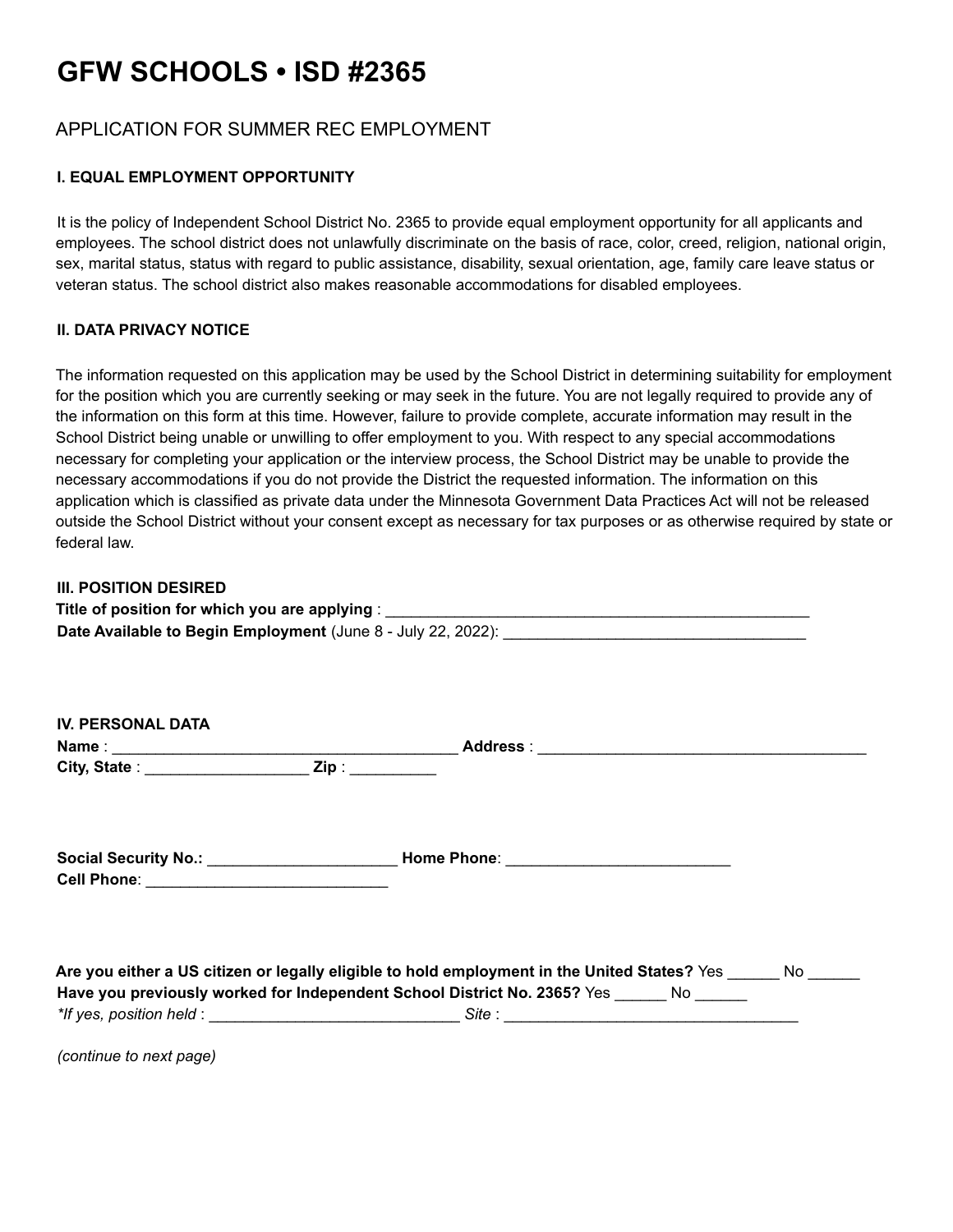# GFW SCHOOLS • ISD #2365

## APPLICATION FOR SUMMER REC EMPLOYMENT

### I. EQUAL EMPLOYMENT OPPORTUNITY

It is the policy of Independent School District No. 2365 to provide equal employment opportunity for all applicants and employees. The school district does not unlawfully discriminate on the basis of race, color, creed, religion, national origin, sex, marital status, status with regard to public assistance, disability, sexual orientation, age, family care leave status or veteran status. The school district also makes reasonable accommodations for disabled employees.

### II. DATA PRIVACY NOTICE

The information requested on this application may be used by the School District in determining suitability for employment for the position which you are currently seeking or may seek in the future. You are not legally required to provide any of the information on this form at this time. However, failure to provide complete, accurate information may result in the School District being unable or unwilling to offer employment to you. With respect to any special accommodations necessary for completing your application or the interview process, the School District may be unable to provide the necessary accommodations if you do not provide the District the requested information. The information on this application which is classified as private data under the Minnesota Government Data Practices Act will not be released outside the School District without your consent except as necessary for tax purposes or as otherwise required by state or federal law.

### III. POSITION DESIRED

**Title of position for which you are applying** : ___________________________________________________

**Date Available to Begin Employment** (June 8 - July 22, 2022): ___________________________________

### IV. PERSONAL DATA

**Name** : ________________________________________ **Address** : ______________________________________

**City, State** : ___________________ **Zip** : __________

**Social Security No.:** ______________________ **Home Phone**: __________________________

**Cell Phone**: ____________________________

**Are you either a US citizen or legally eligible to hold employment in the United States?** Yes ______ No ______

**Have you previously worked for Independent School District No. 2365?** Yes ______ No ______

*\*If yes, position held* : _____________________________ *Site* : _________________________________

*(continue to next page)*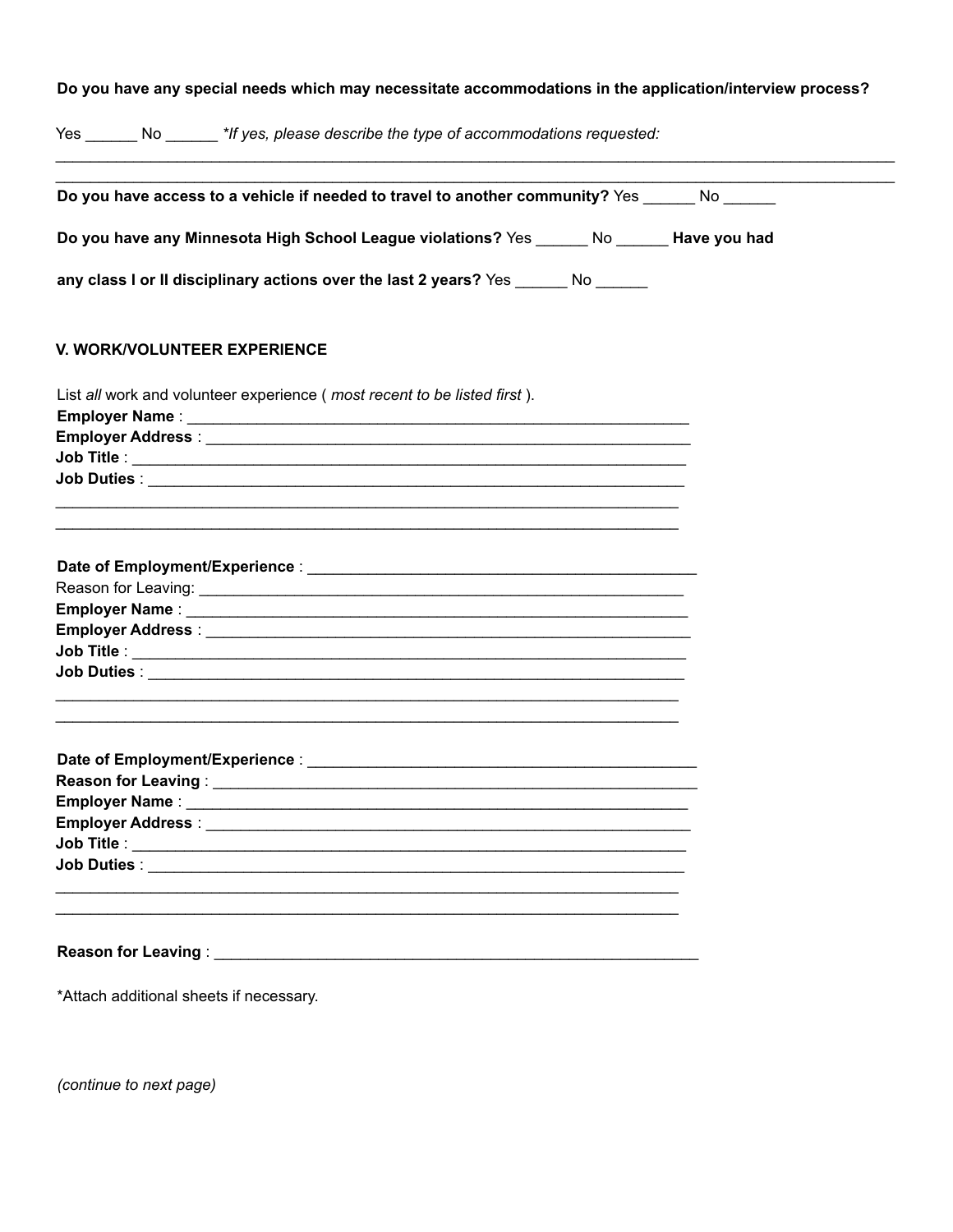**Do you have any special needs which may necessitate accommodations in the application/interview process?**

Yes ______ No ______ *\*If yes, please describe the type of accommodations requested:*

______________________________________________________________________________________________

______________________________________________________________________________________________

**Do you have access to a vehicle if needed to travel to another community?** Yes ______ No ______

**Do you have any Minnesota High School League violations?** Yes ______ No ______ **Have you had any class I or II disciplinary actions over the last 2 years?** Yes ______ No ______

## V. WORK/VOLUNTEER EXPERIENCE

List *all* work and volunteer experience ( *most recent to be listed first* ).

**Employer Name** : ____________________________________________________________

**Employer Address** : __________________________________________________________

**Job Title** : _________________________________________________________________

**Job Duties** : ________________________________________________________________

_____________________________________________________________________________

_____________________________________________________________________________

**Date of Employment/Experience** : _______________________________________________

Reason for Leaving: ____________________________________________________________

**Employer Name** : ____________________________________________________________

**Employer Address** : __________________________________________________________

**Job Title** : _________________________________________________________________

**Job Duties** : ________________________________________________________________

_____________________________________________________________________________

_____________________________________________________________________________

**Date of Employment/Experience** : _______________________________________________

**Reason for Leaving** : _________________________________________________________

**Employer Name** : ____________________________________________________________

**Employer Address** : __________________________________________________________

**Job Title** : _________________________________________________________________

**Job Duties** : ________________________________________________________________

_____________________________________________________________________________

_____________________________________________________________________________

**Reason for Leaving** : _________________________________________________________

\*Attach additional sheets if necessary.

*(continue to next page)*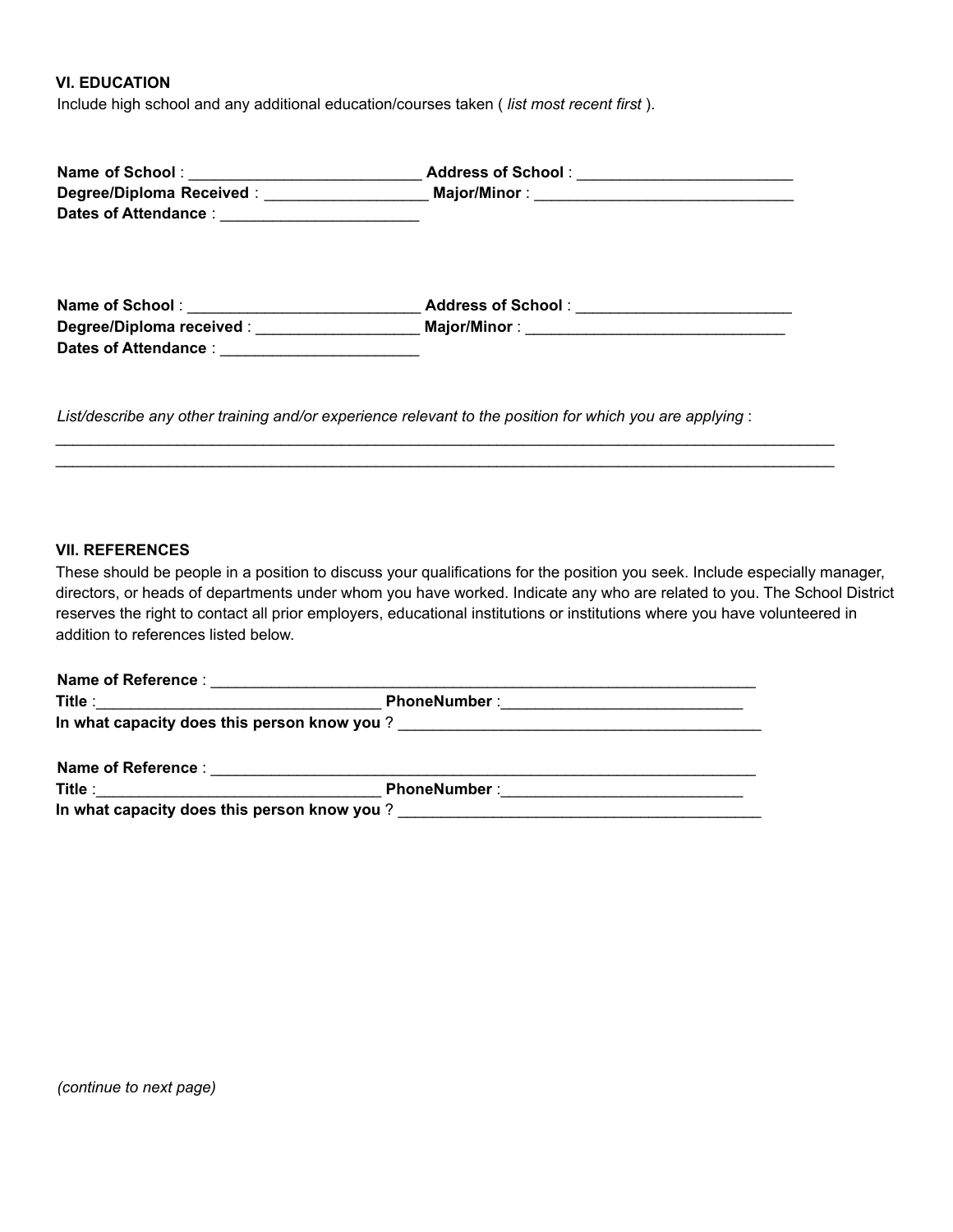### VI. EDUCATION

Include high school and any additional education/courses taken ( *list most recent first* ).

**Name of School** : ___________________________ **Address of School** : _________________________
**Degree/Diploma Received** : ___________________ **Major/Minor** : ______________________________
**Dates of Attendance** : _______________________

**Name of School** : ___________________________ **Address of School** : _________________________
**Degree/Diploma received** : ___________________ **Major/Minor** : ______________________________
**Dates of Attendance** : _______________________

*List/describe any other training and/or experience relevant to the position for which you are applying* :
_______________________________________________________________________________________________
_______________________________________________________________________________________________

### VII. REFERENCES

These should be people in a position to discuss your qualifications for the position you seek. Include especially manager, directors, or heads of departments under whom you have worked. Indicate any who are related to you. The School District reserves the right to contact all prior employers, educational institutions or institutions where you have volunteered in addition to references listed below.

**Name of Reference** : __________________________________________________________________
**Title** :_________________________________ **PhoneNumber** :____________________________
**In what capacity does this person know you** ? ___________________________________________

**Name of Reference** : __________________________________________________________________
**Title** :_________________________________ **PhoneNumber** :____________________________
**In what capacity does this person know you** ? ___________________________________________

*(continue to next page)*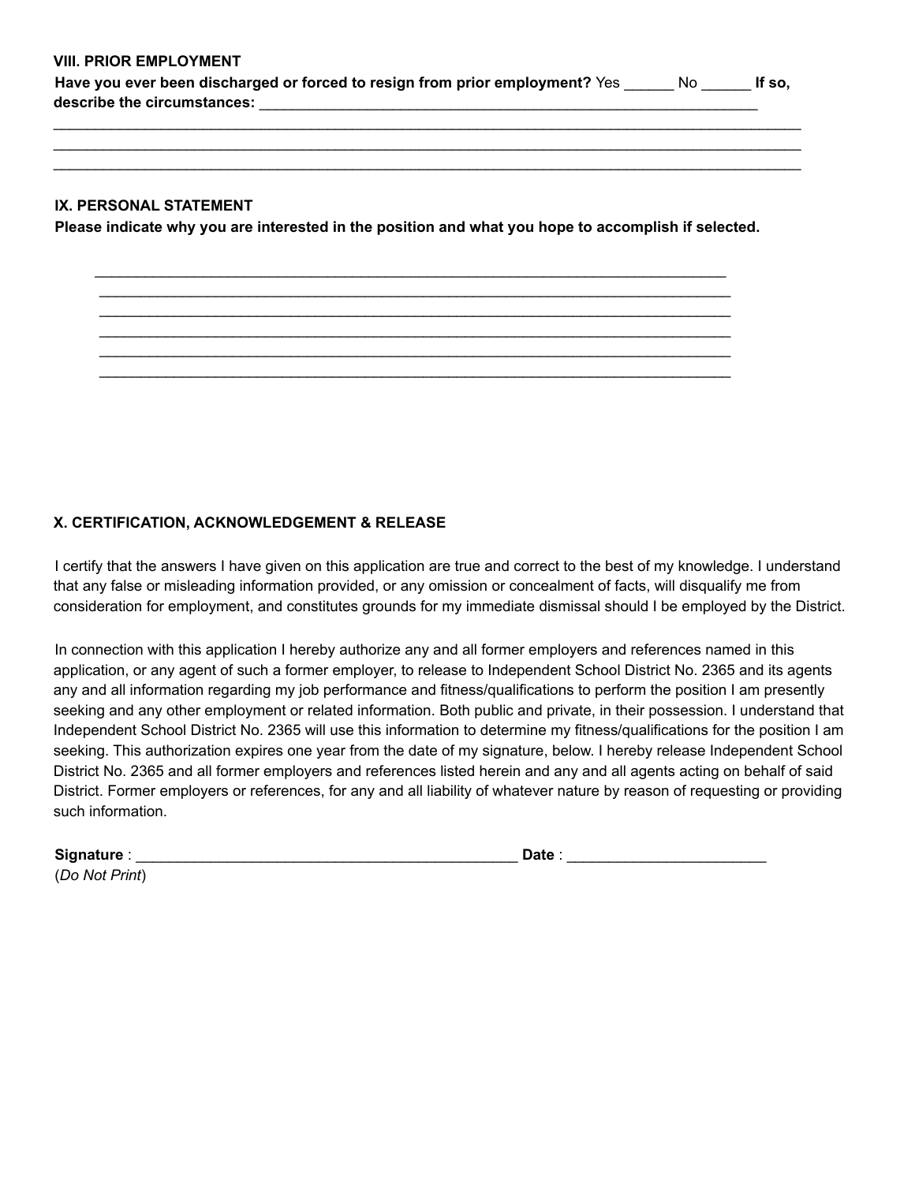### VIII. PRIOR EMPLOYMENT

**Have you ever been discharged or forced to resign from prior employment?** Yes ______ No ______ **If so, describe the circumstances:** ________________________________________________________________

_____________________________________________________________________________________________
_____________________________________________________________________________________________
_____________________________________________________________________________________________

### IX. PERSONAL STATEMENT

**Please indicate why you are interested in the position and what you hope to accomplish if selected.**

_____________________________________________________________________________
_____________________________________________________________________________
_____________________________________________________________________________
_____________________________________________________________________________
_____________________________________________________________________________
_____________________________________________________________________________

### X. CERTIFICATION, ACKNOWLEDGEMENT & RELEASE

I certify that the answers I have given on this application are true and correct to the best of my knowledge. I understand that any false or misleading information provided, or any omission or concealment of facts, will disqualify me from consideration for employment, and constitutes grounds for my immediate dismissal should I be employed by the District.

In connection with this application I hereby authorize any and all former employers and references named in this application, or any agent of such a former employer, to release to Independent School District No. 2365 and its agents any and all information regarding my job performance and fitness/qualifications to perform the position I am presently seeking and any other employment or related information. Both public and private, in their possession. I understand that Independent School District No. 2365 will use this information to determine my fitness/qualifications for the position I am seeking. This authorization expires one year from the date of my signature, below. I hereby release Independent School District No. 2365 and all former employers and references listed herein and any and all agents acting on behalf of said District. Former employers or references, for any and all liability of whatever nature by reason of requesting or providing such information.

**Signature** : ______________________________________________ **Date** : ________________________
(*Do Not Print*)